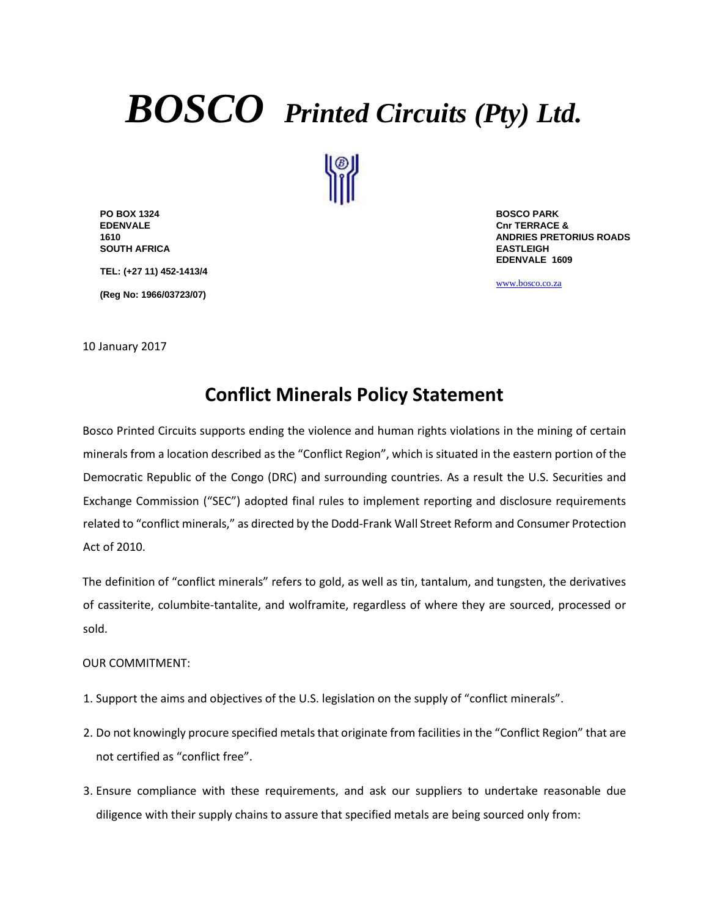# *BOSCO* *Printed Circuits (Pty) Ltd.*

**PO BOX 1324**
**EDENVALE**
**1610**
**SOUTH AFRICA**

**TEL: (+27 11) 452-1413/4**

**(Reg No: 1966/03723/07)**

**BOSCO PARK**
**Cnr TERRACE &**
**ANDRIES PRETORIUS ROADS**
**EASTLEIGH**
**EDENVALE 1609**

www.bosco.co.za

10 January 2017

## Conflict Minerals Policy Statement

Bosco Printed Circuits supports ending the violence and human rights violations in the mining of certain minerals from a location described as the "Conflict Region", which is situated in the eastern portion of the Democratic Republic of the Congo (DRC) and surrounding countries. As a result the U.S. Securities and Exchange Commission ("SEC") adopted final rules to implement reporting and disclosure requirements related to "conflict minerals," as directed by the Dodd-Frank Wall Street Reform and Consumer Protection Act of 2010.

The definition of "conflict minerals" refers to gold, as well as tin, tantalum, and tungsten, the derivatives of cassiterite, columbite-tantalite, and wolframite, regardless of where they are sourced, processed or sold.

OUR COMMITMENT:

1. Support the aims and objectives of the U.S. legislation on the supply of "conflict minerals".
2. Do not knowingly procure specified metals that originate from facilities in the "Conflict Region" that are not certified as "conflict free".
3. Ensure compliance with these requirements, and ask our suppliers to undertake reasonable due diligence with their supply chains to assure that specified metals are being sourced only from: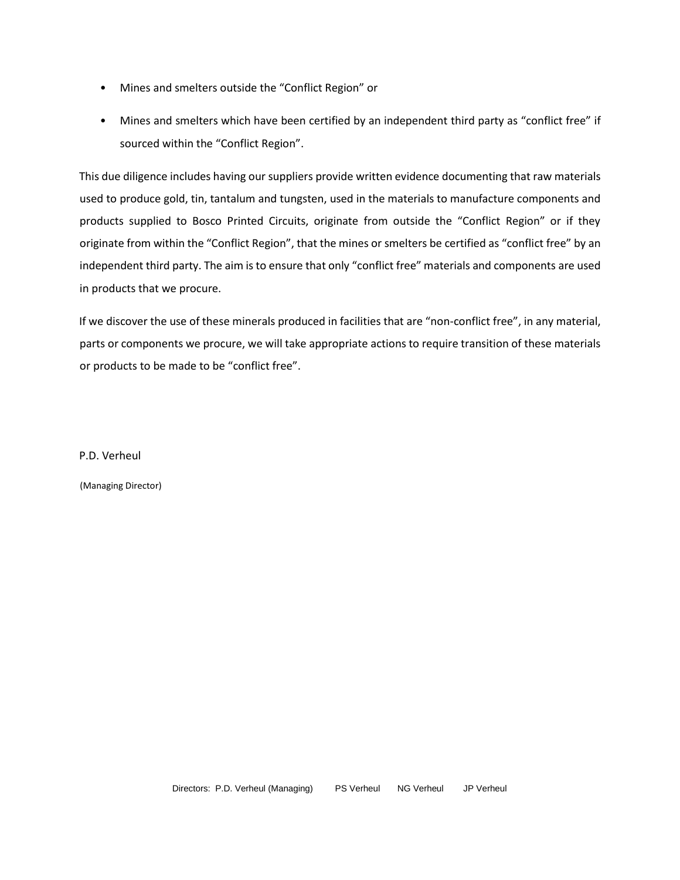- Mines and smelters outside the "Conflict Region" or
- Mines and smelters which have been certified by an independent third party as "conflict free" if sourced within the "Conflict Region".

This due diligence includes having our suppliers provide written evidence documenting that raw materials used to produce gold, tin, tantalum and tungsten, used in the materials to manufacture components and products supplied to Bosco Printed Circuits, originate from outside the "Conflict Region" or if they originate from within the "Conflict Region", that the mines or smelters be certified as "conflict free" by an independent third party. The aim is to ensure that only "conflict free" materials and components are used in products that we procure.

If we discover the use of these minerals produced in facilities that are "non-conflict free", in any material, parts or components we procure, we will take appropriate actions to require transition of these materials or products to be made to be "conflict free".

P.D. Verheul

(Managing Director)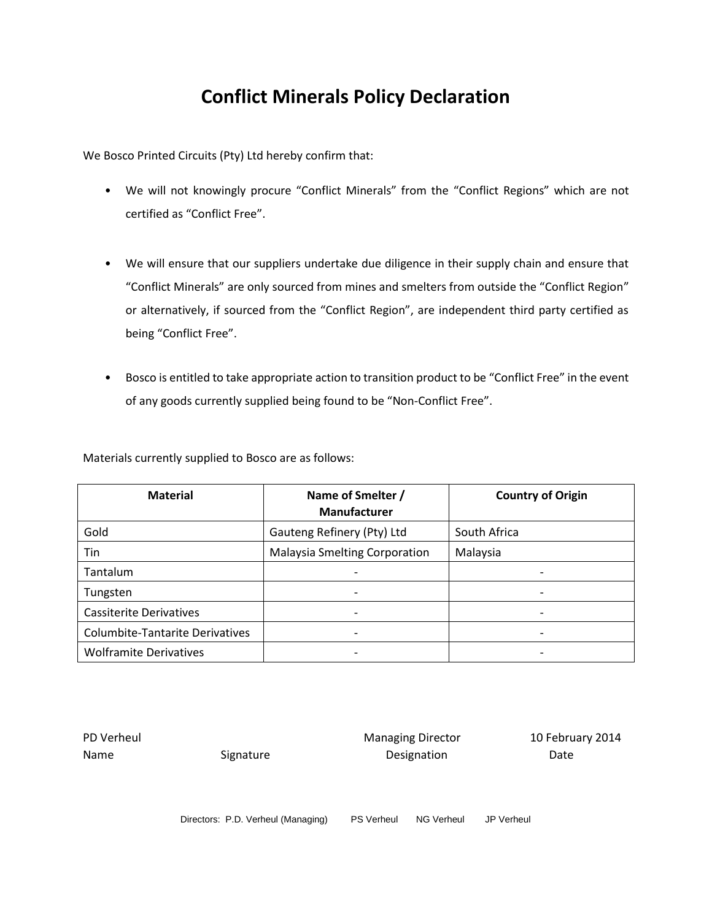# Conflict Minerals Policy Declaration

We Bosco Printed Circuits (Pty) Ltd hereby confirm that:

- We will not knowingly procure “Conflict Minerals” from the “Conflict Regions” which are not certified as “Conflict Free”.
- We will ensure that our suppliers undertake due diligence in their supply chain and ensure that “Conflict Minerals” are only sourced from mines and smelters from outside the “Conflict Region” or alternatively, if sourced from the “Conflict Region”, are independent third party certified as being “Conflict Free”.
- Bosco is entitled to take appropriate action to transition product to be “Conflict Free” in the event of any goods currently supplied being found to be “Non-Conflict Free”.

Materials currently supplied to Bosco are as follows:

| Material | Name of Smelter / Manufacturer | Country of Origin |
|---|---|---|
| Gold | Gauteng Refinery (Pty) Ltd | South Africa |
| Tin | Malaysia Smelting Corporation | Malaysia |
| Tantalum | - | - |
| Tungsten | - | - |
| Cassiterite Derivatives | - | - |
| Columbite-Tantarite Derivatives | - | - |
| Wolframite Derivatives | - | - |

| | | | |
|---|---|---|---|
| PD Verheul | | Managing Director | 10 February 2014 |
| Name | Signature | Designation | Date |

Directors: P.D. Verheul (Managing) PS Verheul NG Verheul JP Verheul